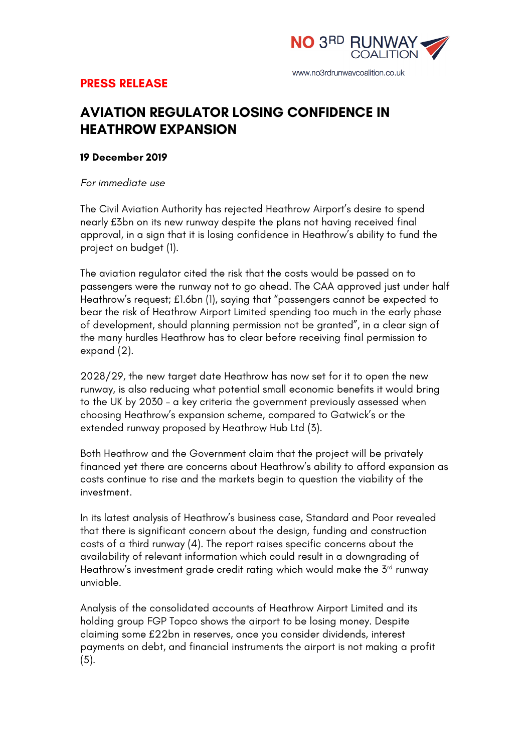NO 3RD RUNWAY COALITION

www.no3rdrunwaycoalition.co.uk

**PRESS RELEASE**

# AVIATION REGULATOR LOSING CONFIDENCE IN HEATHROW EXPANSION

**19 December 2019**

*For immediate use*

The Civil Aviation Authority has rejected Heathrow Airport's desire to spend nearly £3bn on its new runway despite the plans not having received final approval, in a sign that it is losing confidence in Heathrow's ability to fund the project on budget (1).

The aviation regulator cited the risk that the costs would be passed on to passengers were the runway not to go ahead. The CAA approved just under half Heathrow's request; £1.6bn (1), saying that "passengers cannot be expected to bear the risk of Heathrow Airport Limited spending too much in the early phase of development, should planning permission not be granted", in a clear sign of the many hurdles Heathrow has to clear before receiving final permission to expand (2).

2028/29, the new target date Heathrow has now set for it to open the new runway, is also reducing what potential small economic benefits it would bring to the UK by 2030 – a key criteria the government previously assessed when choosing Heathrow's expansion scheme, compared to Gatwick's or the extended runway proposed by Heathrow Hub Ltd (3).

Both Heathrow and the Government claim that the project will be privately financed yet there are concerns about Heathrow's ability to afford expansion as costs continue to rise and the markets begin to question the viability of the investment.

In its latest analysis of Heathrow's business case, Standard and Poor revealed that there is significant concern about the design, funding and construction costs of a third runway (4). The report raises specific concerns about the availability of relevant information which could result in a downgrading of Heathrow's investment grade credit rating which would make the 3rd runway unviable.

Analysis of the consolidated accounts of Heathrow Airport Limited and its holding group FGP Topco shows the airport to be losing money. Despite claiming some £22bn in reserves, once you consider dividends, interest payments on debt, and financial instruments the airport is not making a profit (5).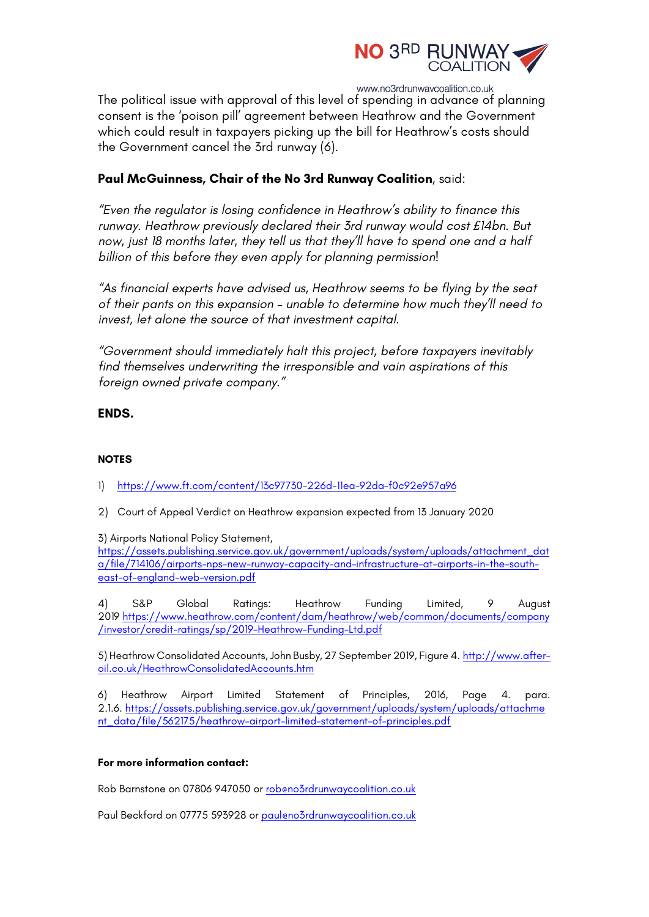The political issue with approval of this level of spending in advance of planning consent is the 'poison pill' agreement between Heathrow and the Government which could result in taxpayers picking up the bill for Heathrow's costs should the Government cancel the 3rd runway (6).

**Paul McGuinness, Chair of the No 3rd Runway Coalition**, said:

*"Even the regulator is losing confidence in Heathrow's ability to finance this runway. Heathrow previously declared their 3rd runway would cost £14bn. But now, just 18 months later, they tell us that they'll have to spend one and a half billion of this before they even apply for planning permission*!

*"As financial experts have advised us, Heathrow seems to be flying by the seat of their pants on this expansion – unable to determine how much they'll need to invest, let alone the source of that investment capital.*

*"Government should immediately halt this project, before taxpayers inevitably find themselves underwriting the irresponsible and vain aspirations of this foreign owned private company."*

**ENDS.**

**NOTES**

1) https://www.ft.com/content/13c97730-226d-11ea-92da-f0c92e957a96

2) Court of Appeal Verdict on Heathrow expansion expected from 13 January 2020

3) Airports National Policy Statement, https://assets.publishing.service.gov.uk/government/uploads/system/uploads/attachment_data/file/714106/airports-nps-new-runway-capacity-and-infrastructure-at-airports-in-the-south-east-of-england-web-version.pdf

4) S&P Global Ratings: Heathrow Funding Limited, 9 August 2019 https://www.heathrow.com/content/dam/heathrow/web/common/documents/company/investor/credit-ratings/sp/2019-Heathrow-Funding-Ltd.pdf

5) Heathrow Consolidated Accounts, John Busby, 27 September 2019, Figure 4. http://www.after-oil.co.uk/HeathrowConsolidatedAccounts.htm

6) Heathrow Airport Limited Statement of Principles, 2016, Page 4. para. 2.1.6. https://assets.publishing.service.gov.uk/government/uploads/system/uploads/attachment_data/file/562175/heathrow-airport-limited-statement-of-principles.pdf

**For more information contact:**

Rob Barnstone on 07806 947050 or rob@no3rdrunwaycoalition.co.uk

Paul Beckford on 07775 593928 or paul@no3rdrunwaycoalition.co.uk